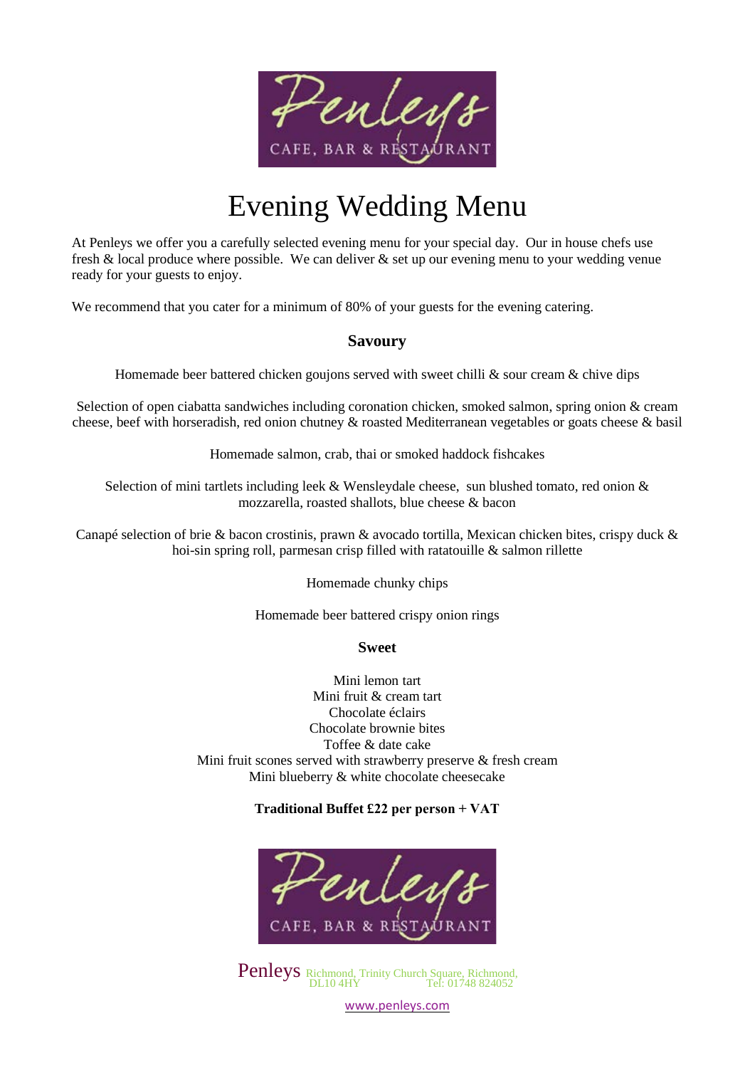# Evening Wedding Menu

At Penleys we offer you a carefully selected evening menu for your special day. Our in house chefs use fresh & local produce where possible. We can deliver & set up our evening menu to your wedding venue ready for your guests to enjoy.

We recommend that you cater for a minimum of 80% of your guests for the evening catering.

## Savoury

Homemade beer battered chicken goujons served with sweet chilli & sour cream & chive dips

Selection of open ciabatta sandwiches including coronation chicken, smoked salmon, spring onion & cream cheese, beef with horseradish, red onion chutney & roasted Mediterranean vegetables or goats cheese & basil

Homemade salmon, crab, thai or smoked haddock fishcakes

Selection of mini tartlets including leek & Wensleydale cheese, sun blushed tomato, red onion & mozzarella, roasted shallots, blue cheese & bacon

Canapé selection of brie & bacon crostinis, prawn & avocado tortilla, Mexican chicken bites, crispy duck & hoi-sin spring roll, parmesan crisp filled with ratatouille & salmon rillette

Homemade chunky chips

Homemade beer battered crispy onion rings

## Sweet

Mini lemon tart
Mini fruit & cream tart
Chocolate éclairs
Chocolate brownie bites
Toffee & date cake
Mini fruit scones served with strawberry preserve & fresh cream
Mini blueberry & white chocolate cheesecake

**Traditional Buffet £22 per person + VAT**

Penleys Richmond, Trinity Church Square, Richmond, DL10 4HY Tel: 01748 824052

www.penleys.com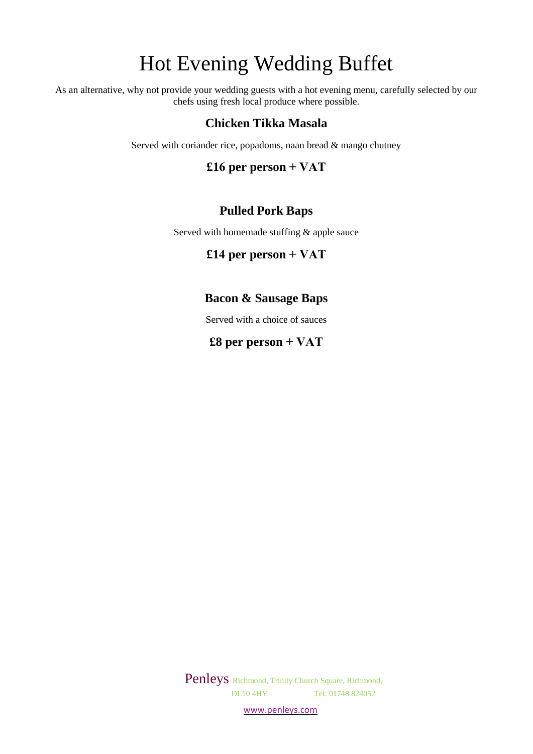# Hot Evening Wedding Buffet

As an alternative, why not provide your wedding guests with a hot evening menu, carefully selected by our chefs using fresh local produce where possible.

### Chicken Tikka Masala

Served with coriander rice, popadoms, naan bread & mango chutney

**£16 per person + VAT**

### Pulled Pork Baps

Served with homemade stuffing & apple sauce

**£14 per person + VAT**

### Bacon & Sausage Baps

Served with a choice sauces

**£8 per person + VAT**

Penleys Richmond, Trinity Church Square, Richmond, DL10 4HY Tel: 01748 824052

www.penleys.com